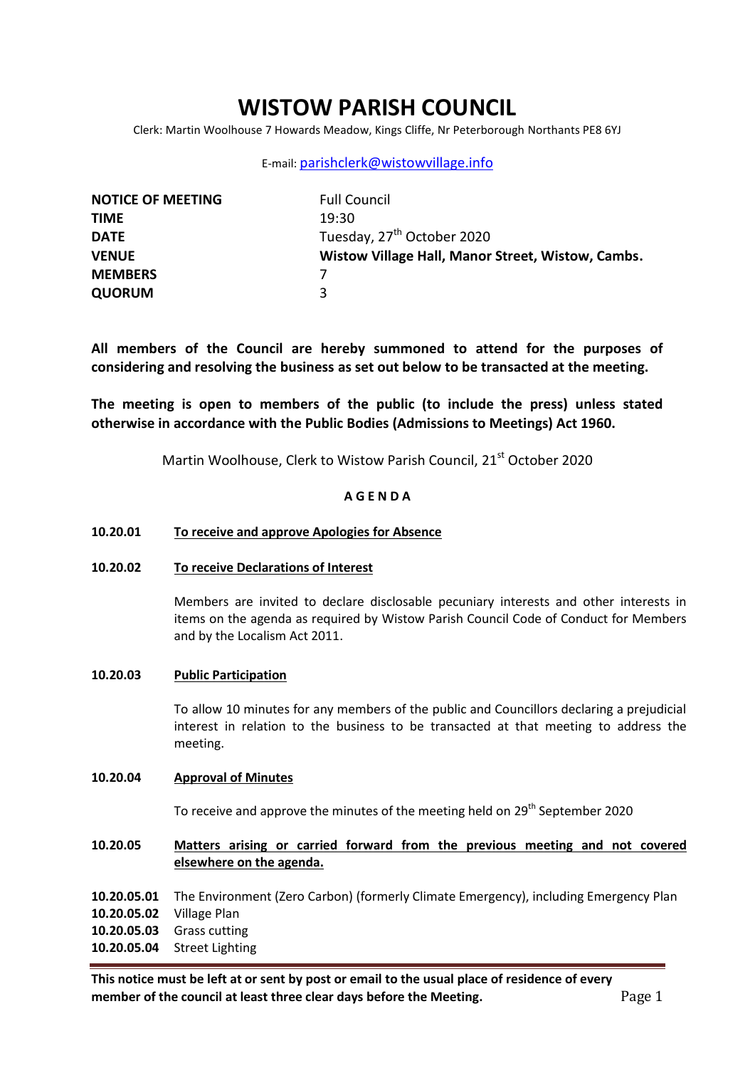# WISTOW PARISH COUNCIL

Clerk: Martin Woolhouse 7 Howards Meadow, Kings Cliffe, Nr Peterborough Northants PE8 6YJ

E-mail: parishclerk@wistowvillage.info

| | |
|---|---|
| **NOTICE OF MEETING** | Full Council |
| **TIME** | 19:30 |
| **DATE** | Tuesday, 27th October 2020 |
| **VENUE** | **Wistow Village Hall, Manor Street, Wistow, Cambs.** |
| **MEMBERS** | 7 |
| **QUORUM** | 3 |

**All members of the Council are hereby summoned to attend for the purposes of considering and resolving the business as set out below to be transacted at the meeting.**

**The meeting is open to members of the public (to include the press) unless stated otherwise in accordance with the Public Bodies (Admissions to Meetings) Act 1960.**

Martin Woolhouse, Clerk to Wistow Parish Council, 21st October 2020

**A G E N D A**

**10.20.01** **To receive and approve Apologies for Absence**

**10.20.02** **To receive Declarations of Interest**

Members are invited to declare disclosable pecuniary interests and other interests in items on the agenda as required by Wistow Parish Council Code of Conduct for Members and by the Localism Act 2011.

**10.20.03** **Public Participation**

To allow 10 minutes for any members of the public and Councillors declaring a prejudicial interest in relation to the business to be transacted at that meeting to address the meeting.

**10.20.04** **Approval of Minutes**

To receive and approve the minutes of the meeting held on 29th September 2020

**10.20.05** **Matters arising or carried forward from the previous meeting and not covered elsewhere on the agenda.**

**10.20.05.01** The Environment (Zero Carbon) (formerly Climate Emergency), including Emergency Plan
**10.20.05.02** Village Plan
**10.20.05.03** Grass cutting
**10.20.05.04** Street Lighting

**This notice must be left at or sent by post or email to the usual place of residence of every member of the council at least three clear days before the Meeting.**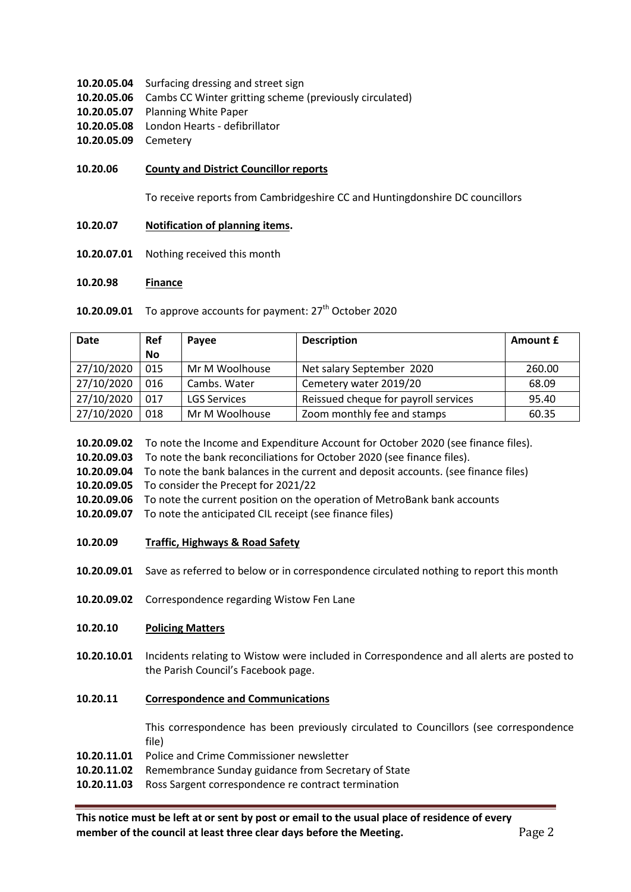**10.20.05.04** Surfacing dressing and street sign
**10.20.05.06** Cambs CC Winter gritting scheme (previously circulated)
**10.20.05.07** Planning White Paper
**10.20.05.08** London Hearts - defibrillator
**10.20.05.09** Cemetery

**10.20.06** **County and District Councillor reports**

To receive reports from Cambridgeshire CC and Huntingdonshire DC councillors

**10.20.07** **Notification of planning items.**

**10.20.07.01** Nothing received this month

**10.20.98** **Finance**

**10.20.09.01** To approve accounts for payment: 27th October 2020

| Date | Ref No | Payee | Description | Amount £ |
|---|---|---|---|---|
| 27/10/2020 | 015 | Mr M Woolhouse | Net salary September 2020 | 260.00 |
| 27/10/2020 | 016 | Cambs. Water | Cemetery water 2019/20 | 68.09 |
| 27/10/2020 | 017 | LGS Services | Reissued cheque for payroll services | 95.40 |
| 27/10/2020 | 018 | Mr M Woolhouse | Zoom monthly fee and stamps | 60.35 |

**10.20.09.02** To note the Income and Expenditure Account for October 2020 (see finance files).
**10.20.09.03** To note the bank reconciliations for October 2020 (see finance files).
**10.20.09.04** To note the bank balances in the current and deposit accounts. (see finance files)
**10.20.09.05** To consider the Precept for 2021/22
**10.20.09.06** To note the current position on the operation of MetroBank bank accounts
**10.20.09.07** To note the anticipated CIL receipt (see finance files)

**10.20.09** **Traffic, Highways & Road Safety**

**10.20.09.01** Save as referred to below or in correspondence circulated nothing to report this month

**10.20.09.02** Correspondence regarding Wistow Fen Lane

**10.20.10** **Policing Matters**

**10.20.10.01** Incidents relating to Wistow were included in Correspondence and all alerts are posted to the Parish Council's Facebook page.

**10.20.11** **Correspondence and Communications**

This correspondence has been previously circulated to Councillors (see correspondence file)

**10.20.11.01** Police and Crime Commissioner newsletter
**10.20.11.02** Remembrance Sunday guidance from Secretary of State
**10.20.11.03** Ross Sargent correspondence re contract termination

**This notice must be left at or sent by post or email to the usual place of residence of every member of the council at least three clear days before the Meeting.**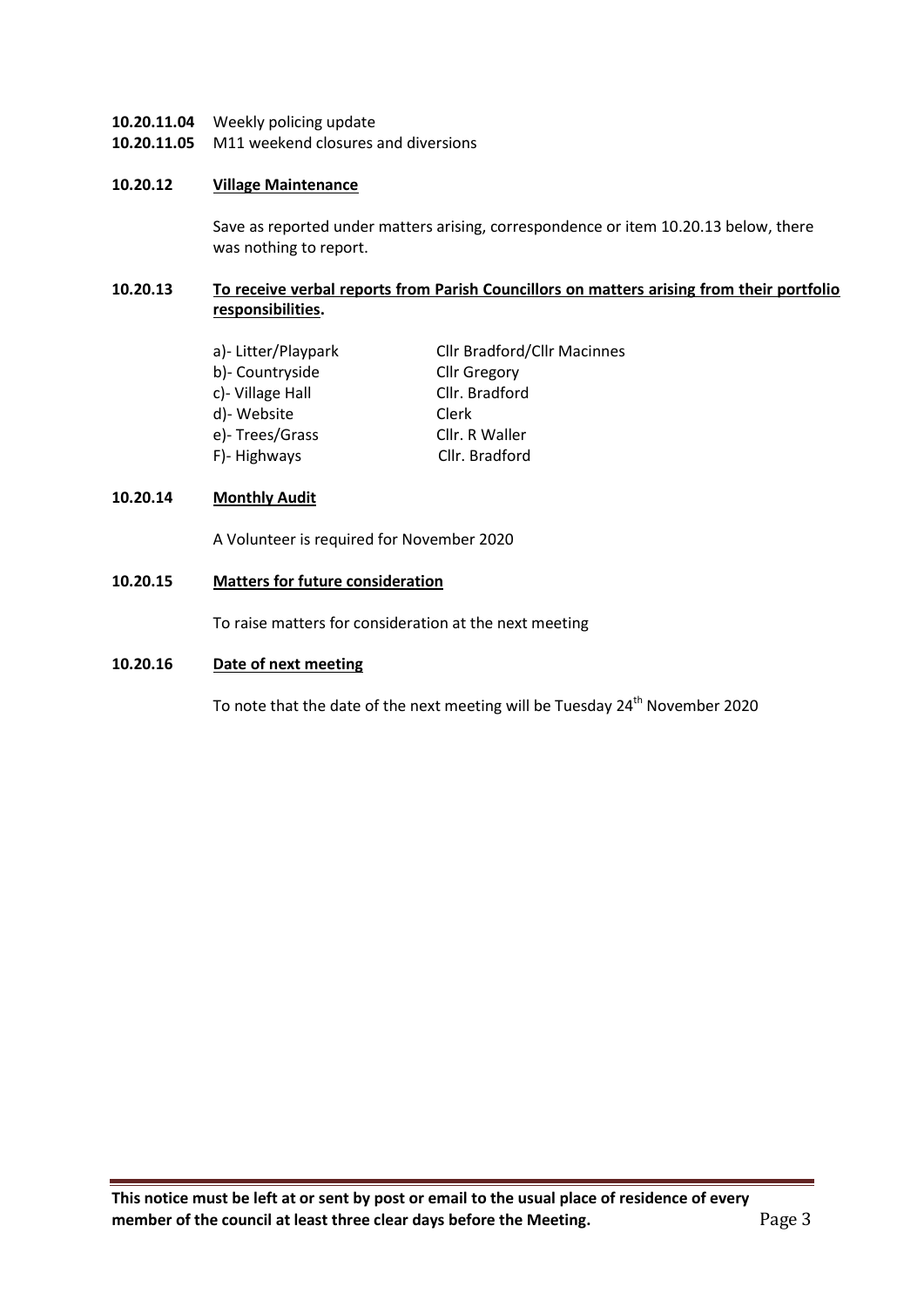**10.20.11.04** Weekly policing update

**10.20.11.05** M11 weekend closures and diversions

## 10.20.12 Village Maintenance

Save as reported under matters arising, correspondence or item 10.20.13 below, there was nothing to report.

## 10.20.13 To receive verbal reports from Parish Councillors on matters arising from their portfolio responsibilities.

| | |
|---|---|
| a)- Litter/Playpark | Cllr Bradford/Cllr Macinnes |
| b)- Countryside | Cllr Gregory |
| c)- Village Hall | Cllr. Bradford |
| d)- Website | Clerk |
| e)- Trees/Grass | Cllr. R Waller |
| F)- Highways | Cllr. Bradford |

## 10.20.14 Monthly Audit

A Volunteer is required for November 2020

## 10.20.15 Matters for future consideration

To raise matters for consideration at the next meeting

## 10.20.16 Date of next meeting

To note that the date of the next meeting will be Tuesday 24th November 2020

**This notice must be left at or sent by post or email to the usual place of residence of every member of the council at least three clear days before the Meeting.**